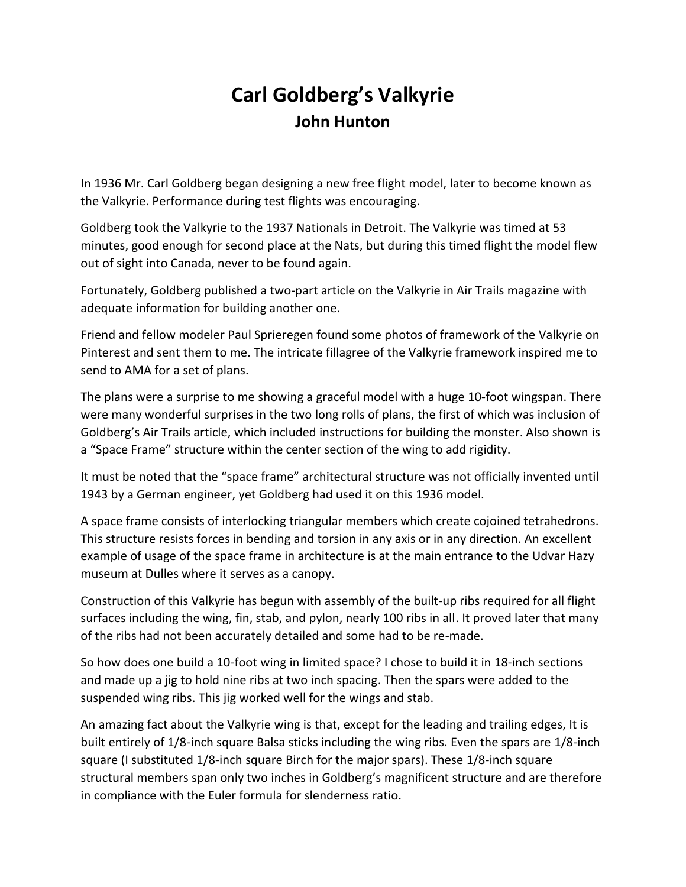# Carl Goldberg's Valkyrie

## John Hunton

In 1936 Mr. Carl Goldberg began designing a new free flight model, later to become known as the Valkyrie. Performance during test flights was encouraging.

Goldberg took the Valkyrie to the 1937 Nationals in Detroit. The Valkyrie was timed at 53 minutes, good enough for second place at the Nats, but during this timed flight the model flew out of sight into Canada, never to be found again.

Fortunately, Goldberg published a two-part article on the Valkyrie in Air Trails magazine with adequate information for building another one.

Friend and fellow modeler Paul Sprieregen found some photos of framework of the Valkyrie on Pinterest and sent them to me. The intricate fillagree of the Valkyrie framework inspired me to send to AMA for a set of plans.

The plans were a surprise to me showing a graceful model with a huge 10-foot wingspan. There were many wonderful surprises in the two long rolls of plans, the first of which was inclusion of Goldberg's Air Trails article, which included instructions for building the monster. Also shown is a "Space Frame" structure within the center section of the wing to add rigidity.

It must be noted that the "space frame" architectural structure was not officially invented until 1943 by a German engineer, yet Goldberg had used it on this 1936 model.

A space frame consists of interlocking triangular members which create cojoined tetrahedrons. This structure resists forces in bending and torsion in any axis or in any direction. An excellent example of usage of the space frame in architecture is at the main entrance to the Udvar Hazy museum at Dulles where it serves as a canopy.

Construction of this Valkyrie has begun with assembly of the built-up ribs required for all flight surfaces including the wing, fin, stab, and pylon, nearly 100 ribs in all. It proved later that many of the ribs had not been accurately detailed and some had to be re-made.

So how does one build a 10-foot wing in limited space? I chose to build it in 18-inch sections and made up a jig to hold nine ribs at two inch spacing. Then the spars were added to the suspended wing ribs. This jig worked well for the wings and stab.

An amazing fact about the Valkyrie wing is that, except for the leading and trailing edges, It is built entirely of 1/8-inch square Balsa sticks including the wing ribs. Even the spars are 1/8-inch square (I substituted 1/8-inch square Birch for the major spars). These 1/8-inch square structural members span only two inches in Goldberg's magnificent structure and are therefore in compliance with the Euler formula for slenderness ratio.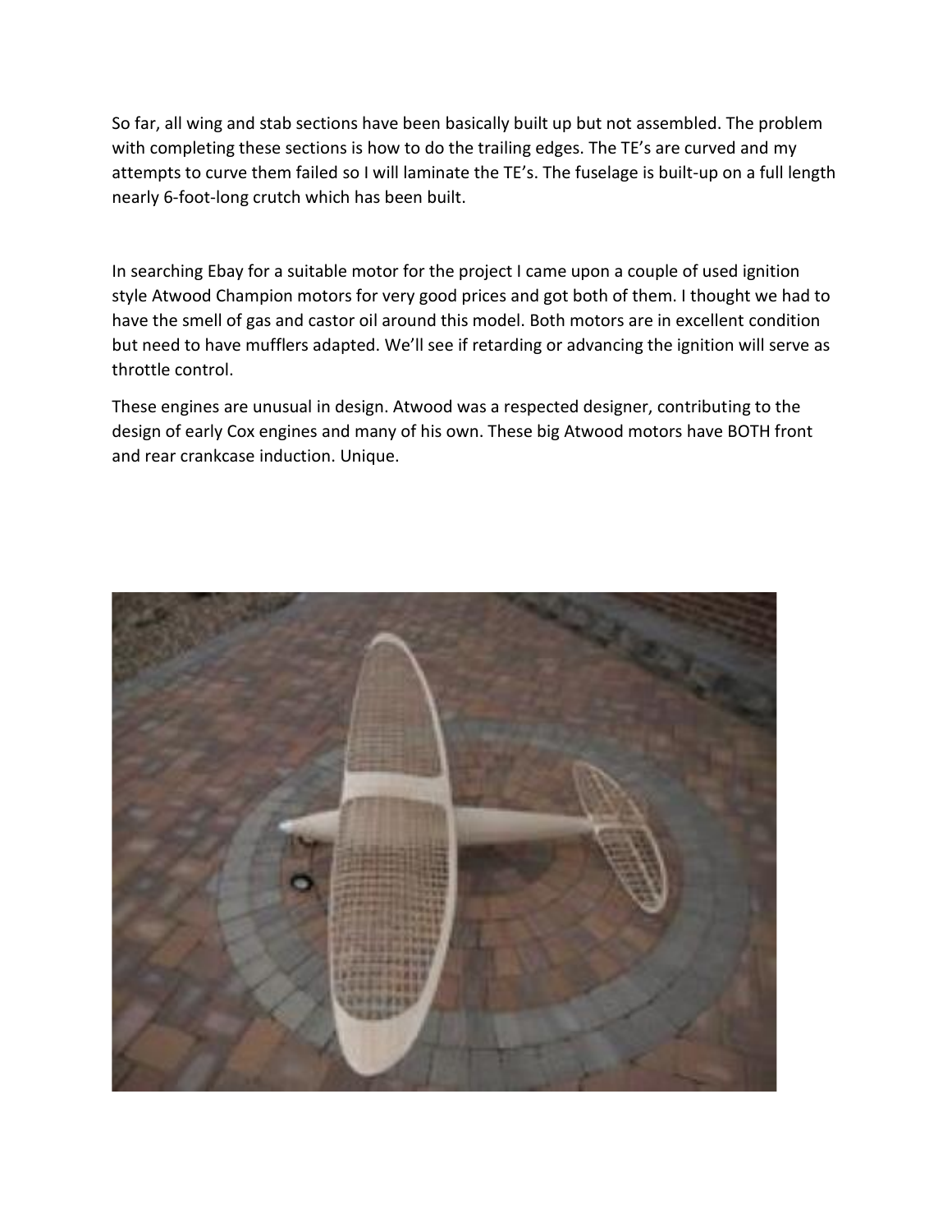So far, all wing and stab sections have been basically built up but not assembled. The problem with completing these sections is how to do the trailing edges. The TE's are curved and my attempts to curve them failed so I will laminate the TE's. The fuselage is built-up on a full length nearly 6-foot-long crutch which has been built.

In searching Ebay for a suitable motor for the project I came upon a couple of used ignition style Atwood Champion motors for very good prices and got both of them. I thought we had to have the smell of gas and castor oil around this model. Both motors are in excellent condition but need to have mufflers adapted. We'll see if retarding or advancing the ignition will serve as throttle control.

These engines are unusual in design. Atwood was a respected designer, contributing to the design of early Cox engines and many of his own. These big Atwood motors have BOTH front and rear crankcase induction. Unique.